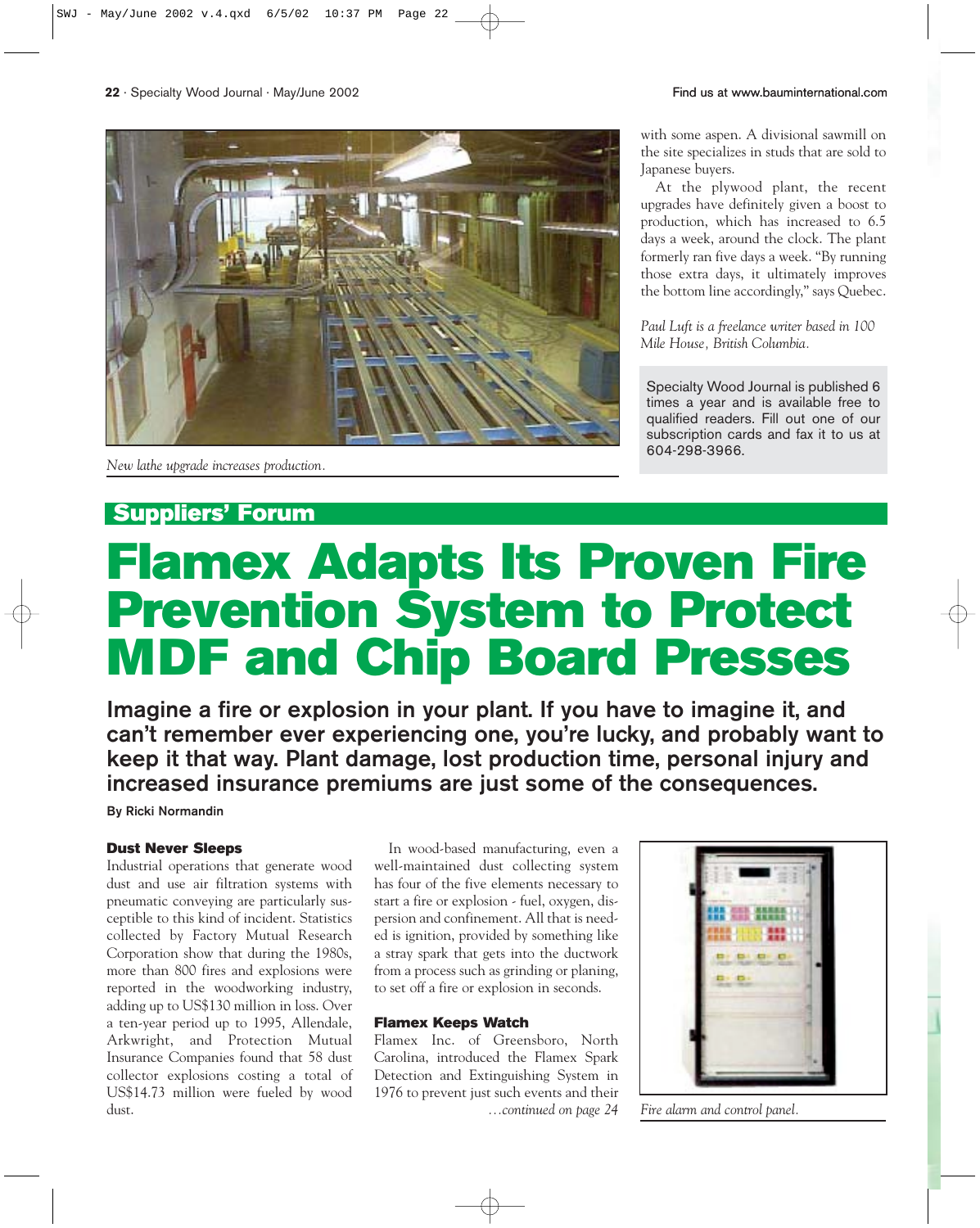with some aspen. A divisional sawmill on the site specializes in studs that are sold to Japanese buyers.

At the plywood plant, the recent upgrades have definitely given a boost to production, which has increased to 6.5 days a week, around the clock. The plant formerly ran five days a week. "By running those extra days, it ultimately improves the bottom line accordingly," says Quebec.

*Paul Luft is a freelance writer based in 100 Mile House, British Columbia.*

Specialty Wood Journal is published 6 times a year and is available free to qualified readers. Fill out one of our subscription cards and fax it to us at 604-298-3966.

*New lathe upgrade increases production.*

## Suppliers' Forum

# Flamex Adapts Its Proven Fire Prevention System to Protect MDF and Chip Board Presses

**Imagine a fire or explosion in your plant. If you have to imagine it, and can't remember ever experiencing one, you're lucky, and probably want to keep it that way. Plant damage, lost production time, personal injury and increased insurance premiums are just some of the consequences.**

**By Ricki Normandin**

### Dust Never Sleeps

Industrial operations that generate wood dust and use air filtration systems with pneumatic conveying are particularly susceptible to this kind of incident. Statistics collected by Factory Mutual Research Corporation show that during the 1980s, more than 800 fires and explosions were reported in the woodworking industry, adding up to US$130 million in loss. Over a ten-year period up to 1995, Allendale, Arkwright, and Protection Mutual Insurance Companies found that 58 dust collector explosions costing a total of US$14.73 million were fueled by wood dust.

In wood-based manufacturing, even a well-maintained dust collecting system has four of the five elements necessary to start a fire or explosion - fuel, oxygen, dispersion and confinement. All that is needed is ignition, provided by something like a stray spark that gets into the ductwork from a process such as grinding or planing, to set off a fire or explosion in seconds.

### Flamex Keeps Watch

Flamex Inc. of Greensboro, North Carolina, introduced the Flamex Spark Detection and Extinguishing System in 1976 to prevent just such events and their

*...continued on page 24*

*Fire alarm and control panel.*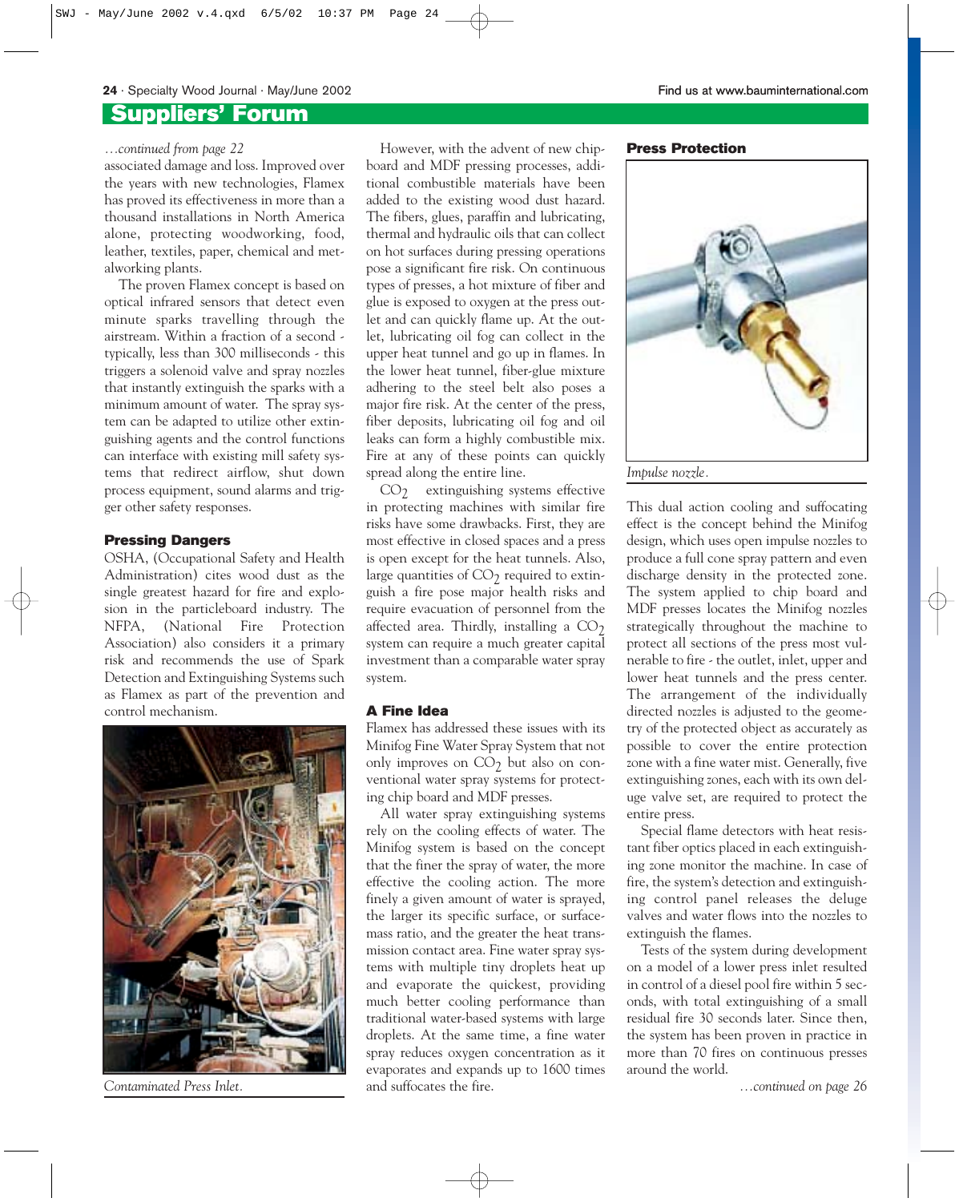## Suppliers' Forum

*...continued from page 22*

associated damage and loss. Improved over the years with new technologies, Flamex has proved its effectiveness in more than a thousand installations in North America alone, protecting woodworking, food, leather, textiles, paper, chemical and metalworking plants.

The proven Flamex concept is based on optical infrared sensors that detect even minute sparks travelling through the airstream. Within a fraction of a second - typically, less than 300 milliseconds - this triggers a solenoid valve and spray nozzles that instantly extinguish the sparks with a minimum amount of water. The spray system can be adapted to utilize other extinguishing agents and the control functions can interface with existing mill safety systems that redirect airflow, shut down process equipment, sound alarms and trigger other safety responses.

### Pressing Dangers

OSHA, (Occupational Safety and Health Administration) cites wood dust as the single greatest hazard for fire and explosion in the particleboard industry. The NFPA, (National Fire Protection Association) also considers it a primary risk and recommends the use of Spark Detection and Extinguishing Systems such as Flamex as part of the prevention and control mechanism.

*Contaminated Press Inlet.*

However, with the advent of new chipboard and MDF pressing processes, additional combustible materials have been added to the existing wood dust hazard. The fibers, glues, paraffin and lubricating, thermal and hydraulic oils that can collect on hot surfaces during pressing operations pose a significant fire risk. On continuous types of presses, a hot mixture of fiber and glue is exposed to oxygen at the press outlet and can quickly flame up. At the outlet, lubricating oil fog can collect in the upper heat tunnel and go up in flames. In the lower heat tunnel, fiber-glue mixture adhering to the steel belt also poses a major fire risk. At the center of the press, fiber deposits, lubricating oil fog and oil leaks can form a highly combustible mix. Fire at any of these points can quickly spread along the entire line.

$CO_2$ extinguishing systems effective in protecting machines with similar fire risks have some drawbacks. First, they are most effective in closed spaces and a press is open except for the heat tunnels. Also, large quantities of $CO_2$ required to extinguish a fire pose major health risks and require evacuation of personnel from the affected area. Thirdly, installing a $CO_2$ system can require a much greater capital investment than a comparable water spray system.

### A Fine Idea

Flamex has addressed these issues with its Minifog Fine Water Spray System that not only improves on $CO_2$ but also on conventional water spray systems for protecting chip board and MDF presses.

All water spray extinguishing systems rely on the cooling effects of water. The Minifog system is based on the concept that the finer the spray of water, the more effective the cooling action. The more finely a given amount of water is sprayed, the larger its specific surface, or surface-mass ratio, and the greater the heat transmission contact area. Fine water spray systems with multiple tiny droplets heat up and evaporate the quickest, providing much better cooling performance than traditional water-based systems with large droplets. At the same time, a fine water spray reduces oxygen concentration as it evaporates and expands up to 1600 times and suffocates the fire.

### Press Protection

*Impulse nozzle.*

This dual action cooling and suffocating effect is the concept behind the Minifog design, which uses open impulse nozzles to produce a full cone spray pattern and even discharge density in the protected zone. The system applied to chip board and MDF presses locates the Minifog nozzles strategically throughout the machine to protect all sections of the press most vulnerable to fire - the outlet, inlet, upper and lower heat tunnels and the press center. The arrangement of the individually directed nozzles is adjusted to the geometry of the protected object as accurately as possible to cover the entire protection zone with a fine water mist. Generally, five extinguishing zones, each with its own deluge valve set, are required to protect the entire press.

Special flame detectors with heat resistant fiber optics placed in each extinguishing zone monitor the machine. In case of fire, the system's detection and extinguishing control panel releases the deluge valves and water flows into the nozzles to extinguish the flames.

Tests of the system during development on a model of a lower press inlet resulted in control of a diesel pool fire within 5 seconds, with total extinguishing of a small residual fire 30 seconds later. Since then, the system has been proven in practice in more than 70 fires on continuous presses around the world.

*...continued on page 26*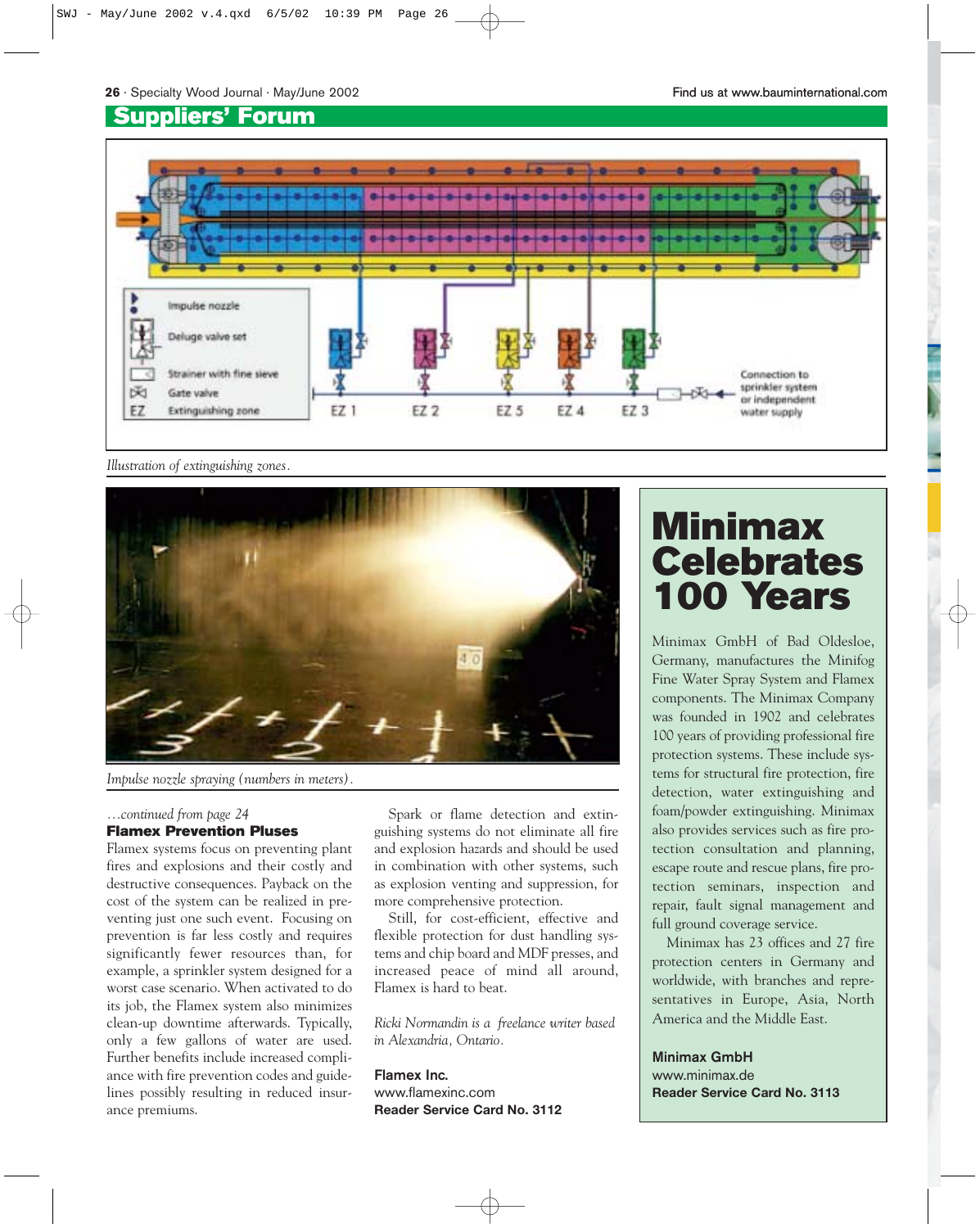## Suppliers' Forum

Impulse nozzle

Deluge valve set

Strainer with fine sieve

Gate valve

EZ Extinguishing zone

EZ 1 EZ 2 EZ 5 EZ 4 EZ 3

Connection to sprinkler system or independent water supply

*Illustration of extinguishing zones.*

*Impulse nozzle spraying (numbers in meters).*

*...continued from page 24*

### Flamex Prevention Pluses

Flamex systems focus on preventing plant fires and explosions and their costly and destructive consequences. Payback on the cost of the system can be realized in preventing just one such event. Focusing on prevention is far less costly and requires significantly fewer resources than, for example, a sprinkler system designed for a worst case scenario. When activated to do its job, the Flamex system also minimizes clean-up downtime afterwards. Typically, only a few gallons of water are used. Further benefits include increased compliance with fire prevention codes and guidelines possibly resulting in reduced insurance premiums.

Spark or flame detection and extinguishing systems do not eliminate all fire and explosion hazards and should be used in combination with other systems, such as explosion venting and suppression, for more comprehensive protection.

Still, for cost-efficient, effective and flexible protection for dust handling systems and chip board and MDF presses, and increased peace of mind all around, Flamex is hard to beat.

*Ricki Normandin is a freelance writer based in Alexandria, Ontario.*

**Flamex Inc.**
www.flamexinc.com
**Reader Service Card No. 3112**

# Minimax Celebrates 100 Years

Minimax GmbH of Bad Oldesloe, Germany, manufactures the Minifog Fine Water Spray System and Flamex components. The Minimax Company was founded in 1902 and celebrates 100 years of providing professional fire protection systems. These include systems for structural fire protection, fire detection, water extinguishing and foam/powder extinguishing. Minimax also provides services such as fire protection consultation and planning, escape route and rescue plans, fire protection seminars, inspection and repair, fault signal management and full ground coverage service.

Minimax has 23 offices and 27 fire protection centers in Germany and worldwide, with branches and representatives in Europe, Asia, North America and the Middle East.

**Minimax GmbH**
www.minimax.de
**Reader Service Card No. 3113**